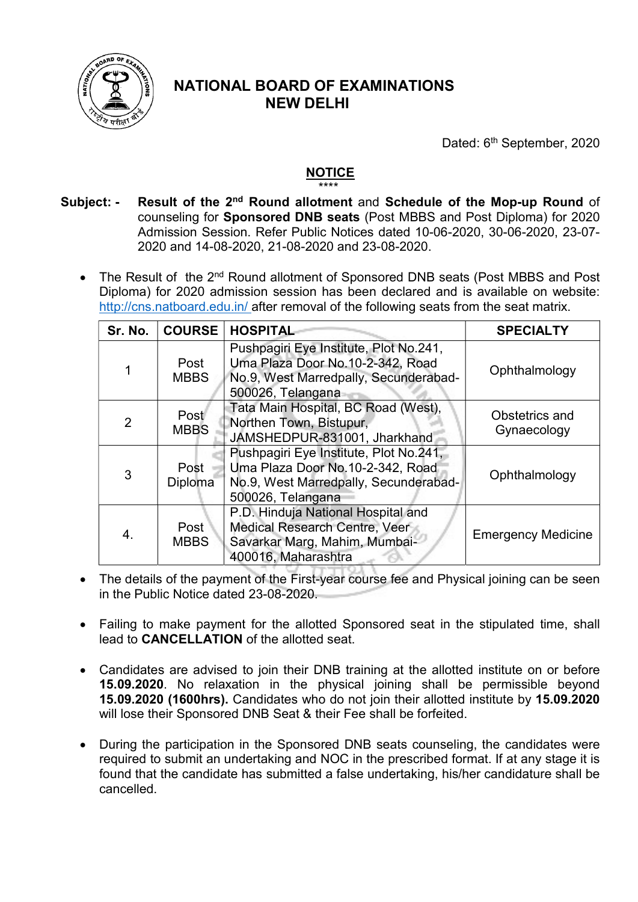# NATIONAL BOARD OF EXAMINATIONS
# NEW DELHI

Dated: 6th September, 2020

## NOTICE

\*\*\*\*

**Subject: -** **Result of the 2nd Round allotment** and **Schedule of the Mop-up Round** of counseling for **Sponsored DNB seats** (Post MBBS and Post Diploma) for 2020 Admission Session. Refer Public Notices dated 10-06-2020, 30-06-2020, 23-07-2020 and 14-08-2020, 21-08-2020 and 23-08-2020.

- The Result of the 2nd Round allotment of Sponsored DNB seats (Post MBBS and Post Diploma) for 2020 admission session has been declared and is available on website: http://cns.natboard.edu.in/ after removal of the following seats from the seat matrix.

| Sr. No. | COURSE | HOSPITAL | SPECIALTY |
|---|---|---|---|
| 1 | Post MBBS | Pushpagiri Eye Institute, Plot No.241, Uma Plaza Door No.10-2-342, Road No.9, West Marredpally, Secunderabad-500026, Telangana | Ophthalmology |
| 2 | Post MBBS | Tata Main Hospital, BC Road (West), Northen Town, Bistupur, JAMSHEDPUR-831001, Jharkhand | Obstetrics and Gynaecology |
| 3 | Post Diploma | Pushpagiri Eye Institute, Plot No.241, Uma Plaza Door No.10-2-342, Road No.9, West Marredpally, Secunderabad-500026, Telangana | Ophthalmology |
| 4. | Post MBBS | P.D. Hinduja National Hospital and Medical Research Centre, Veer Savarkar Marg, Mahim, Mumbai-400016, Maharashtra | Emergency Medicine |

- The details of the payment of the First-year course fee and Physical joining can be seen in the Public Notice dated 23-08-2020.

- Failing to make payment for the allotted Sponsored seat in the stipulated time, shall lead to **CANCELLATION** of the allotted seat.

- Candidates are advised to join their DNB training at the allotted institute on or before **15.09.2020**. No relaxation in the physical joining shall be permissible beyond **15.09.2020 (1600hrs).** Candidates who do not join their allotted institute by **15.09.2020** will lose their Sponsored DNB Seat & their Fee shall be forfeited.

- During the participation in the Sponsored DNB seats counseling, the candidates were required to submit an undertaking and NOC in the prescribed format. If at any stage it is found that the candidate has submitted a false undertaking, his/her candidature shall be cancelled.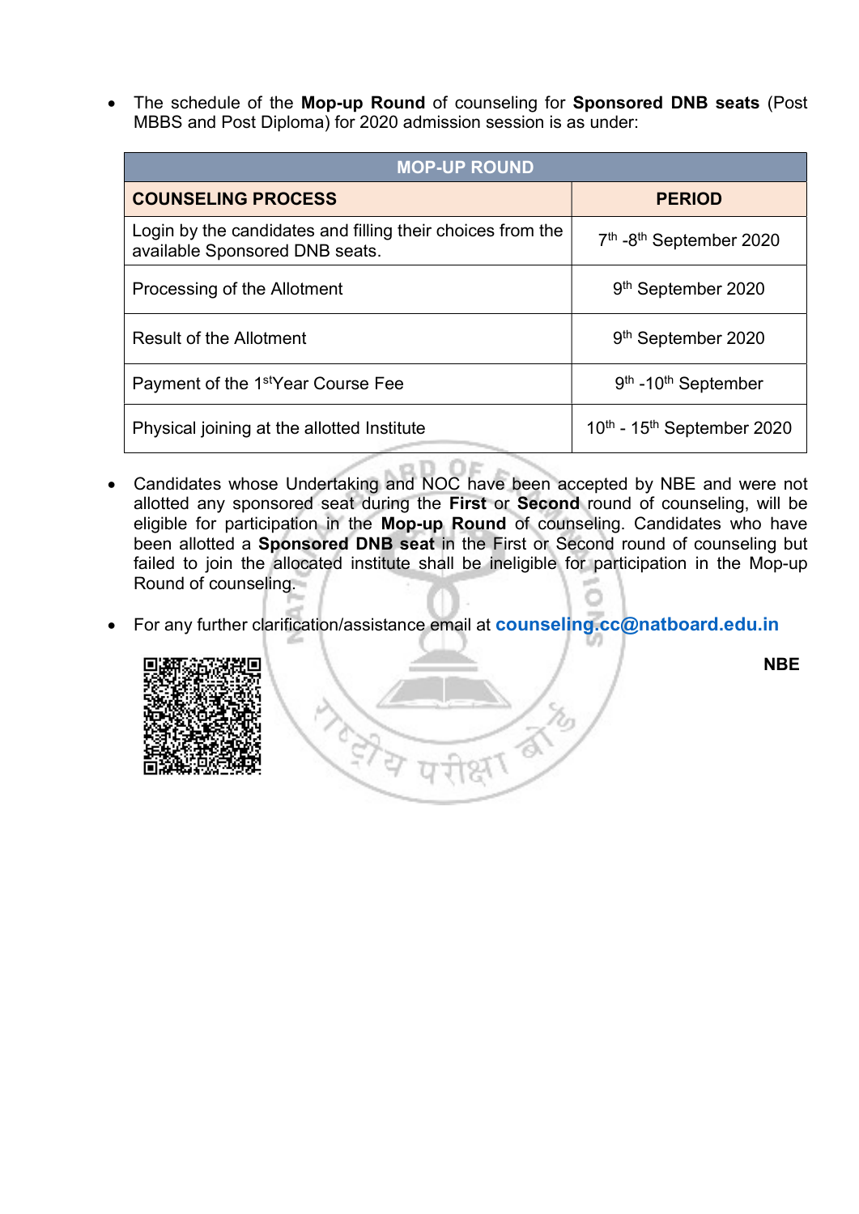- The schedule of the **Mop-up Round** of counseling for **Sponsored DNB seats** (Post MBBS and Post Diploma) for 2020 admission session is as under:

| MOP-UP ROUND | |
|---|---|
| **COUNSELING PROCESS** | **PERIOD** |
| Login by the candidates and filling their choices from the available Sponsored DNB seats. | 7th -8th September 2020 |
| Processing of the Allotment | 9th September 2020 |
| Result of the Allotment | 9th September 2020 |
| Payment of the 1st Year Course Fee | 9th -10th September |
| Physical joining at the allotted Institute | 10th - 15th September 2020 |

- Candidates whose Undertaking and NOC have been accepted by NBE and were not allotted any sponsored seat during the **First** or **Second** round of counseling, will be eligible for participation in the **Mop-up Round** of counseling. Candidates who have been allotted a **Sponsored DNB seat** in the First or Second round of counseling but failed to join the allocated institute shall be ineligible for participation in the Mop-up Round of counseling.

- For any further clarification/assistance email at **counseling.cc@natboard.edu.in**

**NBE**